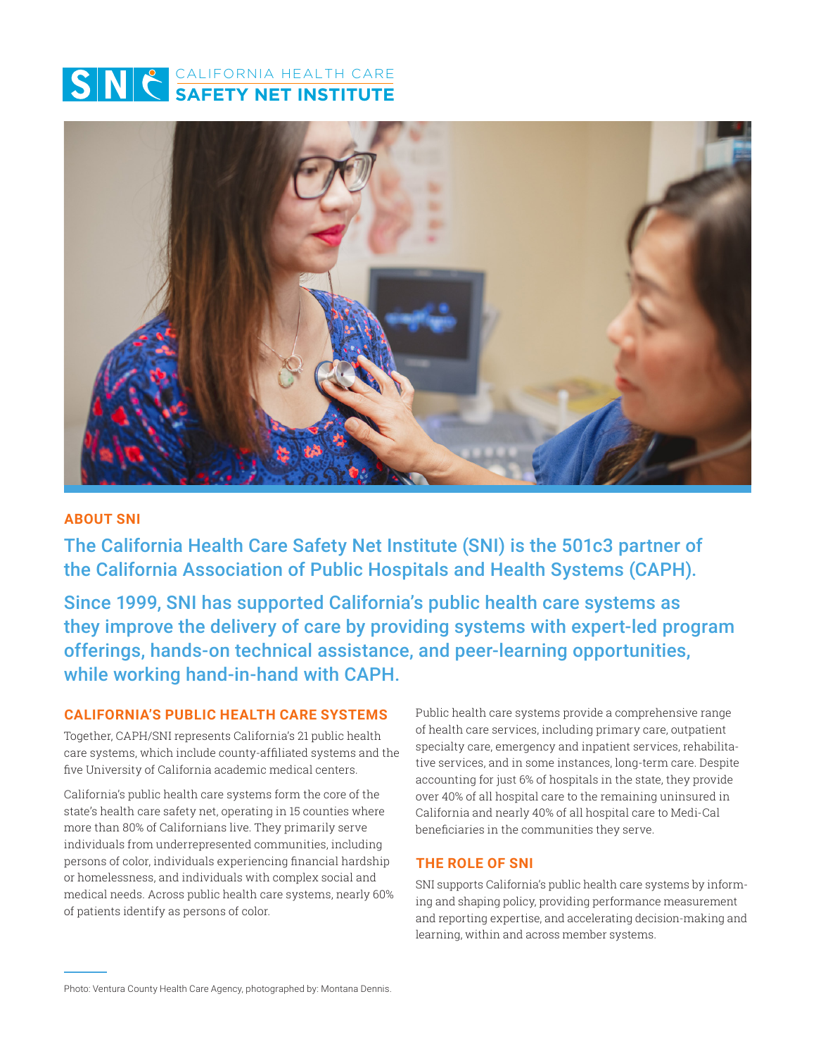SNI CALIFORNIA HEALTH CARE **SAFETY NET INSTITUTE**

## ABOUT SNI

**The California Health Care Safety Net Institute (SNI) is the 501c3 partner of the California Association of Public Hospitals and Health Systems (CAPH).**

**Since 1999, SNI has supported California's public health care systems as they improve the delivery of care by providing systems with expert-led program offerings, hands-on technical assistance, and peer-learning opportunities, while working hand-in-hand with CAPH.**

### CALIFORNIA'S PUBLIC HEALTH CARE SYSTEMS

Together, CAPH/SNI represents California's 21 public health care systems, which include county-affiliated systems and the five University of California academic medical centers.

California's public health care systems form the core of the state's health care safety net, operating in 15 counties where more than 80% of Californians live. They primarily serve individuals from underrepresented communities, including persons of color, individuals experiencing financial hardship or homelessness, and individuals with complex social and medical needs. Across public health care systems, nearly 60% of patients identify as persons of color.

Public health care systems provide a comprehensive range of health care services, including primary care, outpatient specialty care, emergency and inpatient services, rehabilitative services, and in some instances, long-term care. Despite accounting for just 6% of hospitals in the state, they provide over 40% of all hospital care to the remaining uninsured in California and nearly 40% of all hospital care to Medi-Cal beneficiaries in the communities they serve.

### THE ROLE OF SNI

SNI supports California's public health care systems by informing and shaping policy, providing performance measurement and reporting expertise, and accelerating decision-making and learning, within and across member systems.

Photo: Ventura County Health Care Agency, photographed by: Montana Dennis.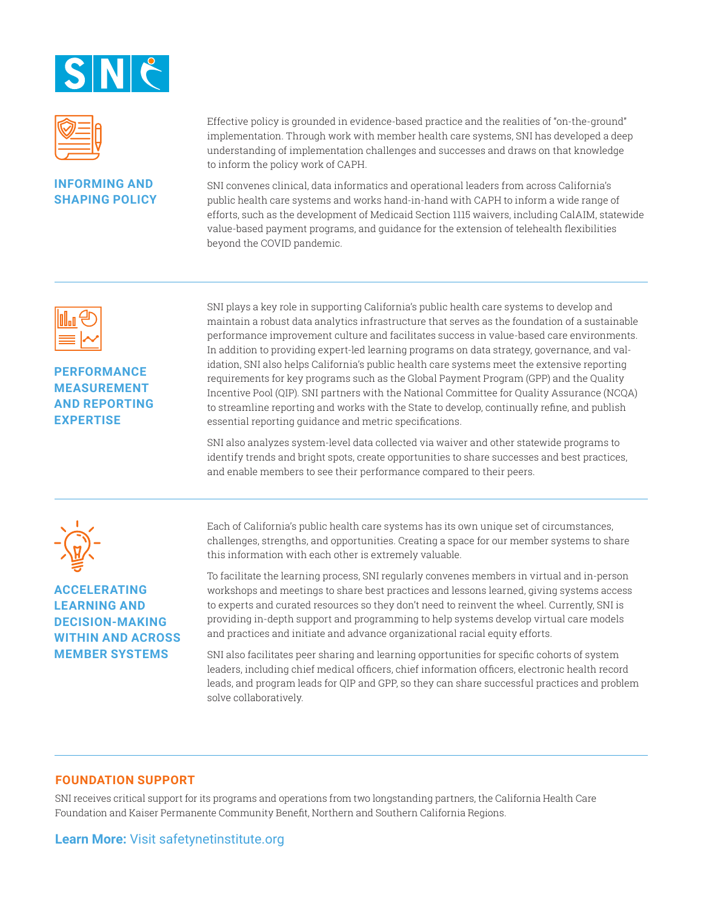## INFORMING AND SHAPING POLICY

Effective policy is grounded in evidence-based practice and the realities of "on-the-ground" implementation. Through work with member health care systems, SNI has developed a deep understanding of implementation challenges and successes and draws on that knowledge to inform the policy work of CAPH.

SNI convenes clinical, data informatics and operational leaders from across California's public health care systems and works hand-in-hand with CAPH to inform a wide range of efforts, such as the development of Medicaid Section 1115 waivers, including CalAIM, statewide value-based payment programs, and guidance for the extension of telehealth flexibilities beyond the COVID pandemic.

## PERFORMANCE MEASUREMENT AND REPORTING EXPERTISE

SNI plays a key role in supporting California's public health care systems to develop and maintain a robust data analytics infrastructure that serves as the foundation of a sustainable performance improvement culture and facilitates success in value-based care environments. In addition to providing expert-led learning programs on data strategy, governance, and validation, SNI also helps California's public health care systems meet the extensive reporting requirements for key programs such as the Global Payment Program (GPP) and the Quality Incentive Pool (QIP). SNI partners with the National Committee for Quality Assurance (NCQA) to streamline reporting and works with the State to develop, continually refine, and publish essential reporting guidance and metric specifications.

SNI also analyzes system-level data collected via waiver and other statewide programs to identify trends and bright spots, create opportunities to share successes and best practices, and enable members to see their performance compared to their peers.

## ACCELERATING LEARNING AND DECISION-MAKING WITHIN AND ACROSS MEMBER SYSTEMS

Each of California's public health care systems has its own unique set of circumstances, challenges, strengths, and opportunities. Creating a space for our member systems to share this information with each other is extremely valuable.

To facilitate the learning process, SNI regularly convenes members in virtual and in-person workshops and meetings to share best practices and lessons learned, giving systems access to experts and curated resources so they don't need to reinvent the wheel. Currently, SNI is providing in-depth support and programming to help systems develop virtual care models and practices and initiate and advance organizational racial equity efforts.

SNI also facilitates peer sharing and learning opportunities for specific cohorts of system leaders, including chief medical officers, chief information officers, electronic health record leads, and program leads for QIP and GPP, so they can share successful practices and problem solve collaboratively.

## FOUNDATION SUPPORT

SNI receives critical support for its programs and operations from two longstanding partners, the California Health Care Foundation and Kaiser Permanente Community Benefit, Northern and Southern California Regions.

**Learn More:** Visit safetynetinstitute.org